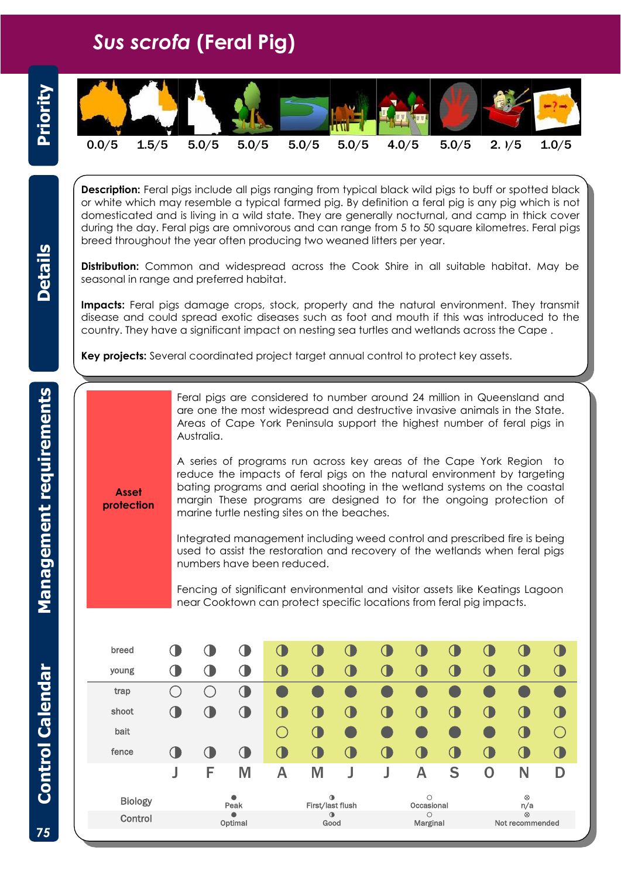# *Sus scrofa* (Feral Pig)

## Priority

| | | | | | | | | | |
|---|---|---|---|---|---|---|---|---|---|
| 0.0/5 | 1.5/5 | 5.0/5 | 5.0/5 | 5.0/5 | 5.0/5 | 4.0/5 | 5.0/5 | 2. )/5 | 1.0/5 |

## Details

**Description:** Feral pigs include all pigs ranging from typical black wild pigs to buff or spotted black or white which may resemble a typical farmed pig. By definition a feral pig is any pig which is not domesticated and is living in a wild state. They are generally nocturnal, and camp in thick cover during the day. Feral pigs are omnivorous and can range from 5 to 50 square kilometres. Feral pigs breed throughout the year often producing two weaned litters per year.

**Distribution:** Common and widespread across the Cook Shire in all suitable habitat. May be seasonal in range and preferred habitat.

**Impacts:** Feral pigs damage crops, stock, property and the natural environment. They transmit disease and could spread exotic diseases such as foot and mouth if this was introduced to the country. They have a significant impact on nesting sea turtles and wetlands across the Cape .

**Key projects:** Several coordinated project target annual control to protect key assets.

## Management requirements

**Asset protection**

Feral pigs are considered to number around 24 million in Queensland and are one the most widespread and destructive invasive animals in the State. Areas of Cape York Peninsula support the highest number of feral pigs in Australia.

A series of programs run across key areas of the Cape York Region to reduce the impacts of feral pigs on the natural environment by targeting bating programs and aerial shooting in the wetland systems on the coastal margin These programs are designed to for the ongoing protection of marine turtle nesting sites on the beaches.

Integrated management including weed control and prescribed fire is being used to assist the restoration and recovery of the wetlands when feral pigs numbers have been reduced.

Fencing of significant environmental and visitor assets like Keatings Lagoon near Cooktown can protect specific locations from feral pig impacts.

## Control Calendar

| | J | F | M | A | M | J | J | A | S | O | N | D |
|---|---|---|---|---|---|---|---|---|---|---|---|---|
| breed | ◑ | ◑ | ◑ | ◑ | ◑ | ◑ | ◑ | ◑ | ◑ | ◑ | ◑ | ◑ |
| young | ◑ | ◑ | ◑ | ◑ | ◑ | ◑ | ◑ | ◑ | ◑ | ◑ | ◑ | ◑ |
| trap | ○ | ○ | ◑ | ● | ● | ● | ● | ● | ● | ● | ● | ● |
| shoot | ◑ | ◑ | ◑ | ◑ | ◑ | ◑ | ◑ | ◑ | ◑ | ◑ | ◑ | ◑ |
| bait | | | | ○ | ◑ | ● | ● | ● | ● | ● | ◑ | ○ |
| fence | ◑ | ◑ | ◑ | ◑ | ◑ | ◑ | ◑ | ◑ | ◑ | ◑ | ◑ | ◑ |

| | ● | ◑ | ○ | ⊗ |
|---|---|---|---|---|
| Biology | Peak | First/last flush | Occasional | n/a |
| Control | Optimal | Good | Marginal | Not recommended |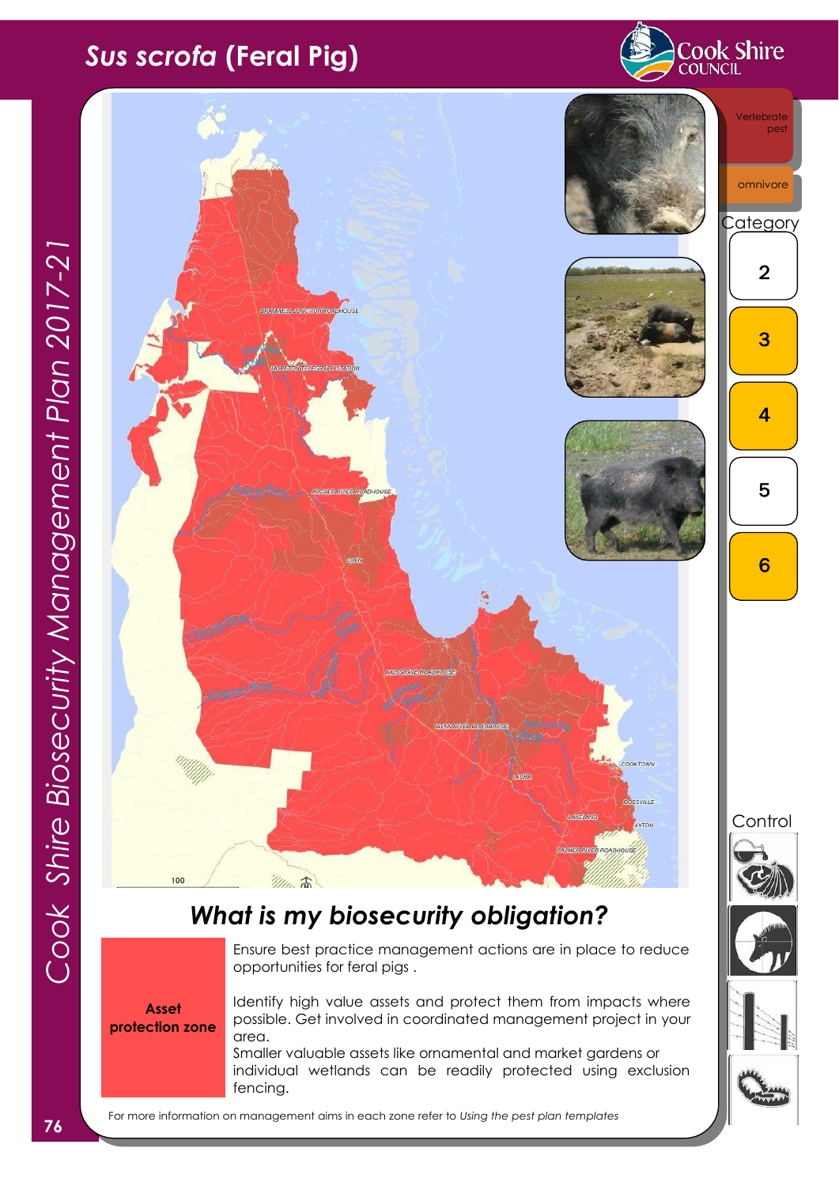# *Sus scrofa* (Feral Pig)

Vertebrate pest

omnivore

Category

2

3

4

5

6

Control

BRAMWELL JUNCTION ROADHOUSE

MORETON TELEGRAPH STATION

ARCHER RIVER ROADHOUSE

COEN

MUSGRAVE ROADHOUSE

HANN RIVER ROADHOUSE

COOKTOWN

LAURA

ROSSVILLE

LAKELAND

AYTON

PALMER RIVER ROADHOUSE

100

## What is my biosecurity obligation?

| | |
|---|---|
| **Asset protection zone** | Ensure best practice management actions are in place to reduce opportunities for feral pigs .<br><br>Identify high value assets and protect them from impacts where possible. Get involved in coordinated management project in your area.<br>Smaller valuable assets like ornamental and market gardens or individual wetlands can be readily protected using exclusion fencing. |

For more information on management aims in each zone refer to *Using the pest plan templates*